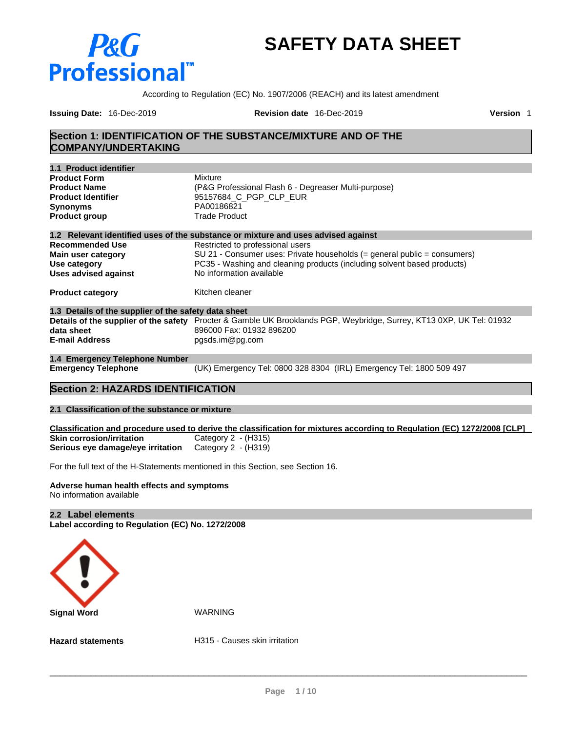# SAFETY DATA SHEET

According to Regulation (EC) No. 1907/2006 (REACH) and its latest amendment

**Issuing Date:** 16-Dec-2019 **Revision date** 16-Dec-2019 **Version** 1

## Section 1: IDENTIFICATION OF THE SUBSTANCE/MIXTURE AND OF THE COMPANY/UNDERTAKING

### 1.1 Product identifier

| | |
|---|---|
| **Product Form** | Mixture |
| **Product Name** | (P&G Professional Flash 6 - Degreaser Multi-purpose) |
| **Product Identifier** | 95157684_C_PGP_CLP_EUR |
| **Synonyms** | PA00186821 |
| **Product group** | Trade Product |

### 1.2 Relevant identified uses of the substance or mixture and uses advised against

| | |
|---|---|
| **Recommended Use** | Restricted to professional users |
| **Main user category** | SU 21 - Consumer uses: Private households (= general public = consumers) |
| **Use category** | PC35 - Washing and cleaning products (including solvent based products) |
| **Uses advised against** | No information available |
| **Product category** | Kitchen cleaner |

### 1.3 Details of the supplier of the safety data sheet

| | |
|---|---|
| **Details of the supplier of the safety data sheet** | Procter & Gamble UK Brooklands PGP, Weybridge, Surrey, KT13 0XP, UK Tel: 01932 896000 Fax: 01932 896200 |
| **E-mail Address** | pgsds.im@pg.com |

### 1.4 Emergency Telephone Number

| | |
|---|---|
| **Emergency Telephone** | (UK) Emergency Tel: 0800 328 8304 (IRL) Emergency Tel: 1800 509 497 |

## Section 2: HAZARDS IDENTIFICATION

### 2.1 Classification of the substance or mixture

**Classification and procedure used to derive the classification for mixtures according to Regulation (EC) 1272/2008 [CLP]**

| | |
|---|---|
| **Skin corrosion/irritation** | Category 2 - (H315) |
| **Serious eye damage/eye irritation** | Category 2 - (H319) |

For the full text of the H-Statements mentioned in this Section, see Section 16.

**Adverse human health effects and symptoms**
No information available

### 2.2 Label elements

**Label according to Regulation (EC) No. 1272/2008**

| | |
|---|---|
| **Signal Word** | WARNING |
| **Hazard statements** | H315 - Causes skin irritation |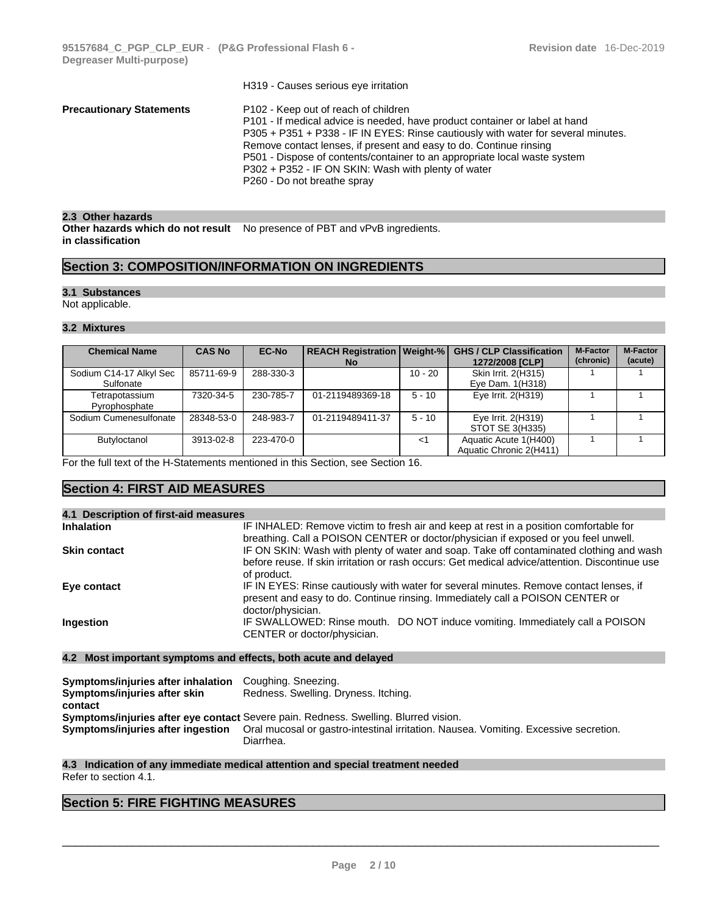H319 - Causes serious eye irritation

**Precautionary Statements**

P102 - Keep out of reach of children
P101 - If medical advice is needed, have product container or label at hand
P305 + P351 + P338 - IF IN EYES: Rinse cautiously with water for several minutes. Remove contact lenses, if present and easy to do. Continue rinsing
P501 - Dispose of contents/container to an appropriate local waste system
P302 + P352 - IF ON SKIN: Wash with plenty of water
P260 - Do not breathe spray

### 2.3 Other hazards

**Other hazards which do not result in classification** No presence of PBT and vPvB ingredients.

## Section 3: COMPOSITION/INFORMATION ON INGREDIENTS

### 3.1 Substances

Not applicable.

### 3.2 Mixtures

| Chemical Name | CAS No | EC-No | REACH Registration No | Weight-% | GHS / CLP Classification 1272/2008 [CLP] | M-Factor (chronic) | M-Factor (acute) |
|---|---|---|---|---|---|---|---|
| Sodium C14-17 Alkyl Sec Sulfonate | 85711-69-9 | 288-330-3 | | 10 - 20 | Skin Irrit. 2(H315) Eye Dam. 1(H318) | 1 | 1 |
| Tetrapotassium Pyrophosphate | 7320-34-5 | 230-785-7 | 01-2119489369-18 | 5 - 10 | Eye Irrit. 2(H319) | 1 | 1 |
| Sodium Cumenesulfonate | 28348-53-0 | 248-983-7 | 01-2119489411-37 | 5 - 10 | Eye Irrit. 2(H319) STOT SE 3(H335) | 1 | 1 |
| Butyloctanol | 3913-02-8 | 223-470-0 | | <1 | Aquatic Acute 1(H400) Aquatic Chronic 2(H411) | 1 | 1 |

For the full text of the H-Statements mentioned in this Section, see Section 16.

## Section 4: FIRST AID MEASURES

### 4.1 Description of first-aid measures

**Inhalation** IF INHALED: Remove victim to fresh air and keep at rest in a position comfortable for breathing. Call a POISON CENTER or doctor/physician if exposed or you feel unwell.

**Skin contact** IF ON SKIN: Wash with plenty of water and soap. Take off contaminated clothing and wash before reuse. If skin irritation or rash occurs: Get medical advice/attention. Discontinue use of product.

**Eye contact** IF IN EYES: Rinse cautiously with water for several minutes. Remove contact lenses, if present and easy to do. Continue rinsing. Immediately call a POISON CENTER or doctor/physician.

**Ingestion** IF SWALLOWED: Rinse mouth. DO NOT induce vomiting. Immediately call a POISON CENTER or doctor/physician.

### 4.2 Most important symptoms and effects, both acute and delayed

**Symptoms/injuries after inhalation** Coughing. Sneezing.

**Symptoms/injuries after skin contact** Redness. Swelling. Dryness. Itching.

**Symptoms/injuries after eye contact** Severe pain. Redness. Swelling. Blurred vision.

**Symptoms/injuries after ingestion** Oral mucosal or gastro-intestinal irritation. Nausea. Vomiting. Excessive secretion. Diarrhea.

### 4.3 Indication of any immediate medical attention and special treatment needed

Refer to section 4.1.

## Section 5: FIRE FIGHTING MEASURES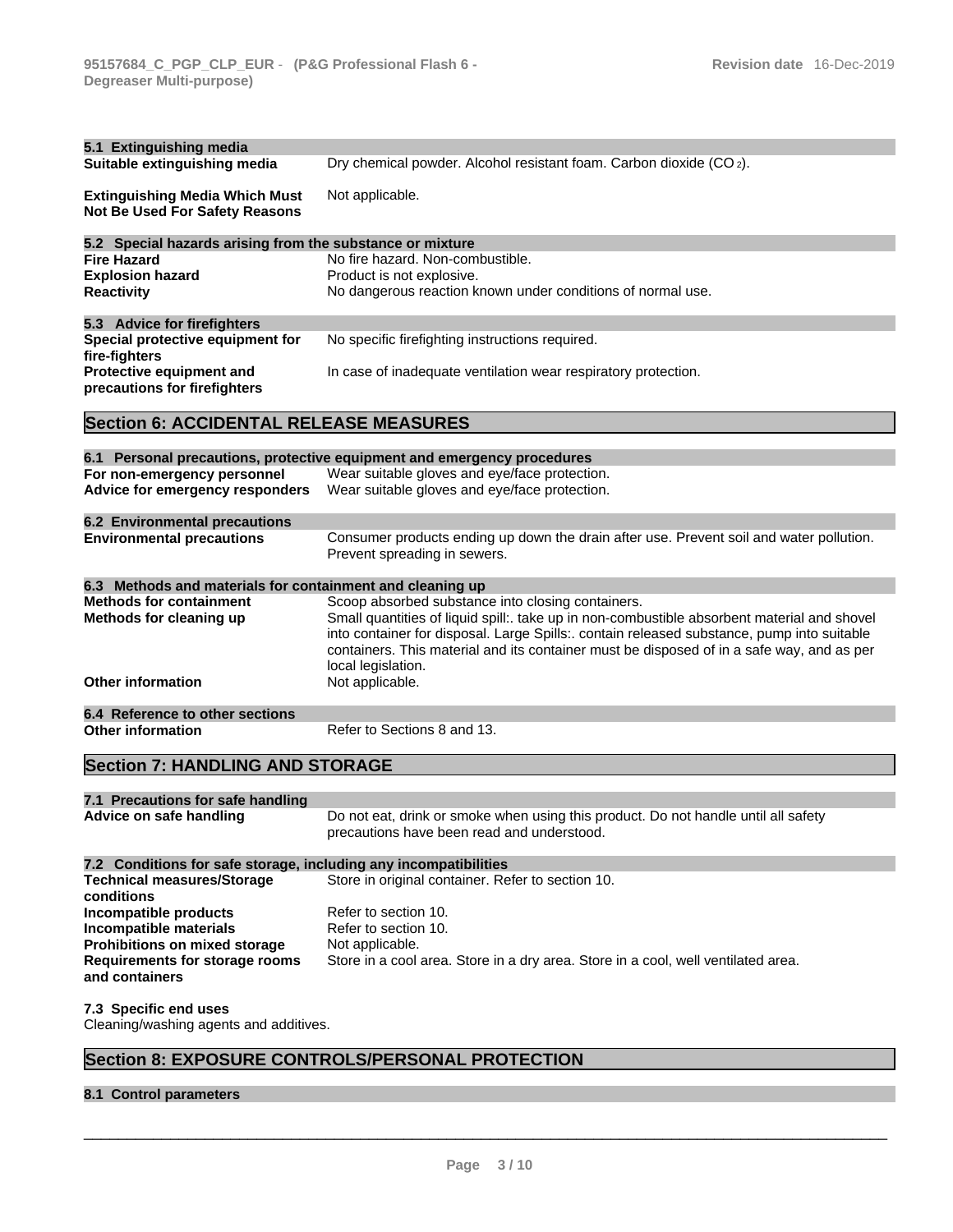### 5.1 Extinguishing media

| | |
|---|---|
| **Suitable extinguishing media** | Dry chemical powder. Alcohol resistant foam. Carbon dioxide ($CO_2$). |
| **Extinguishing Media Which Must Not Be Used For Safety Reasons** | Not applicable. |

### 5.2 Special hazards arising from the substance or mixture

| | |
|---|---|
| **Fire Hazard** | No fire hazard. Non-combustible. |
| **Explosion hazard** | Product is not explosive. |
| **Reactivity** | No dangerous reaction known under conditions of normal use. |

### 5.3 Advice for firefighters

| | |
|---|---|
| **Special protective equipment for fire-fighters** | No specific firefighting instructions required. |
| **Protective equipment and precautions for firefighters** | In case of inadequate ventilation wear respiratory protection. |

## Section 6: ACCIDENTAL RELEASE MEASURES

### 6.1 Personal precautions, protective equipment and emergency procedures

| | |
|---|---|
| **For non-emergency personnel** | Wear suitable gloves and eye/face protection. |
| **Advice for emergency responders** | Wear suitable gloves and eye/face protection. |

### 6.2 Environmental precautions

| | |
|---|---|
| **Environmental precautions** | Consumer products ending up down the drain after use. Prevent soil and water pollution. Prevent spreading in sewers. |

### 6.3 Methods and materials for containment and cleaning up

| | |
|---|---|
| **Methods for containment** | Scoop absorbed substance into closing containers. |
| **Methods for cleaning up** | Small quantities of liquid spill:. take up in non-combustible absorbent material and shovel into container for disposal. Large Spills:. contain released substance, pump into suitable containers. This material and its container must be disposed of in a safe way, and as per local legislation. |
| **Other information** | Not applicable. |

### 6.4 Reference to other sections

| | |
|---|---|
| **Other information** | Refer to Sections 8 and 13. |

## Section 7: HANDLING AND STORAGE

### 7.1 Precautions for safe handling

| | |
|---|---|
| **Advice on safe handling** | Do not eat, drink or smoke when using this product. Do not handle until all safety precautions have been read and understood. |

### 7.2 Conditions for safe storage, including any incompatibilities

| | |
|---|---|
| **Technical measures/Storage conditions** | Store in original container. Refer to section 10. |
| **Incompatible products** | Refer to section 10. |
| **Incompatible materials** | Refer to section 10. |
| **Prohibitions on mixed storage** | Not applicable. |
| **Requirements for storage rooms and containers** | Store in a cool area. Store in a dry area. Store in a cool, well ventilated area. |

### 7.3 Specific end uses

Cleaning/washing agents and additives.

## Section 8: EXPOSURE CONTROLS/PERSONAL PROTECTION

### 8.1 Control parameters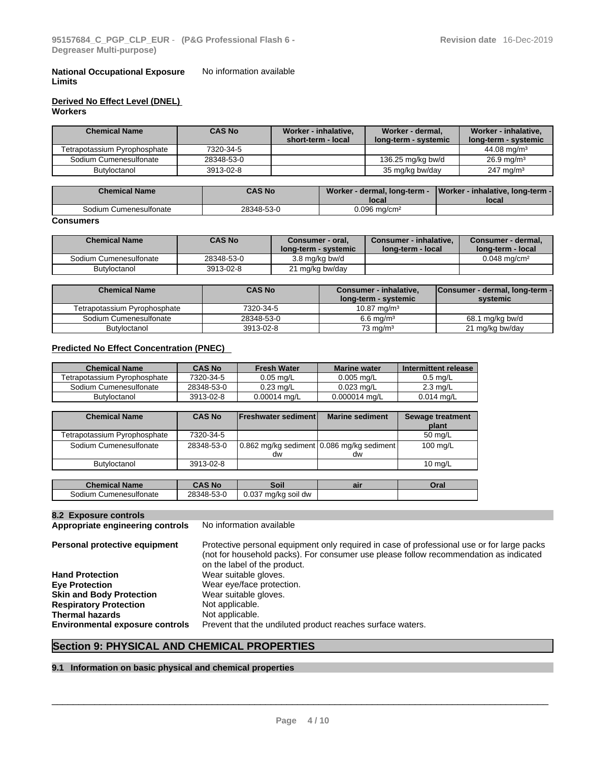**National Occupational Exposure Limits** No information available

**Derived No Effect Level (DNEL)**
**Workers**

| Chemical Name | CAS No | Worker - inhalative, short-term - local | Worker - dermal, long-term - systemic | Worker - inhalative, long-term - systemic |
|---|---|---|---|---|
| Tetrapotassium Pyrophosphate | 7320-34-5 | | | 44.08 mg/m³ |
| Sodium Cumenesulfonate | 28348-53-0 | | 136.25 mg/kg bw/d | 26.9 mg/m³ |
| Butyloctanol | 3913-02-8 | | 35 mg/kg bw/day | 247 mg/m³ |

| Chemical Name | CAS No | Worker - dermal, long-term - local | Worker - inhalative, long-term - local |
|---|---|---|---|
| Sodium Cumenesulfonate | 28348-53-0 | 0.096 mg/cm² | |

**Consumers**

| Chemical Name | CAS No | Consumer - oral, long-term - systemic | Consumer - inhalative, long-term - local | Consumer - dermal, long-term - local |
|---|---|---|---|---|
| Sodium Cumenesulfonate | 28348-53-0 | 3.8 mg/kg bw/d | | 0.048 mg/cm² |
| Butyloctanol | 3913-02-8 | 21 mg/kg bw/day | | |

| Chemical Name | CAS No | Consumer - inhalative, long-term - systemic | Consumer - dermal, long-term - systemic |
|---|---|---|---|
| Tetrapotassium Pyrophosphate | 7320-34-5 | 10.87 mg/m³ | |
| Sodium Cumenesulfonate | 28348-53-0 | 6.6 mg/m³ | 68.1 mg/kg bw/d |
| Butyloctanol | 3913-02-8 | 73 mg/m³ | 21 mg/kg bw/day |

**Predicted No Effect Concentration (PNEC)**

| Chemical Name | CAS No | Fresh Water | Marine water | Intermittent release |
|---|---|---|---|---|
| Tetrapotassium Pyrophosphate | 7320-34-5 | 0.05 mg/L | 0.005 mg/L | 0.5 mg/L |
| Sodium Cumenesulfonate | 28348-53-0 | 0.23 mg/L | 0.023 mg/L | 2.3 mg/L |
| Butyloctanol | 3913-02-8 | 0.00014 mg/L | 0.000014 mg/L | 0.014 mg/L |

| Chemical Name | CAS No | Freshwater sediment | Marine sediment | Sewage treatment plant |
|---|---|---|---|---|
| Tetrapotassium Pyrophosphate | 7320-34-5 | | | 50 mg/L |
| Sodium Cumenesulfonate | 28348-53-0 | 0.862 mg/kg sediment dw | 0.086 mg/kg sediment dw | 100 mg/L |
| Butyloctanol | 3913-02-8 | | | 10 mg/L |

| Chemical Name | CAS No | Soil | air | Oral |
|---|---|---|---|---|
| Sodium Cumenesulfonate | 28348-53-0 | 0.037 mg/kg soil dw | | |

### 8.2 Exposure controls

**Appropriate engineering controls** No information available

**Personal protective equipment** Protective personal equipment only required in case of professional use or for large packs (not for household packs). For consumer use please follow recommendation as indicated on the label of the product.

**Hand Protection** Wear suitable gloves.
**Eye Protection** Wear eye/face protection.
**Skin and Body Protection** Wear suitable gloves.
**Respiratory Protection** Not applicable.
**Thermal hazards** Not applicable.
**Environmental exposure controls** Prevent that the undiluted product reaches surface waters.

## Section 9: PHYSICAL AND CHEMICAL PROPERTIES

### 9.1 Information on basic physical and chemical properties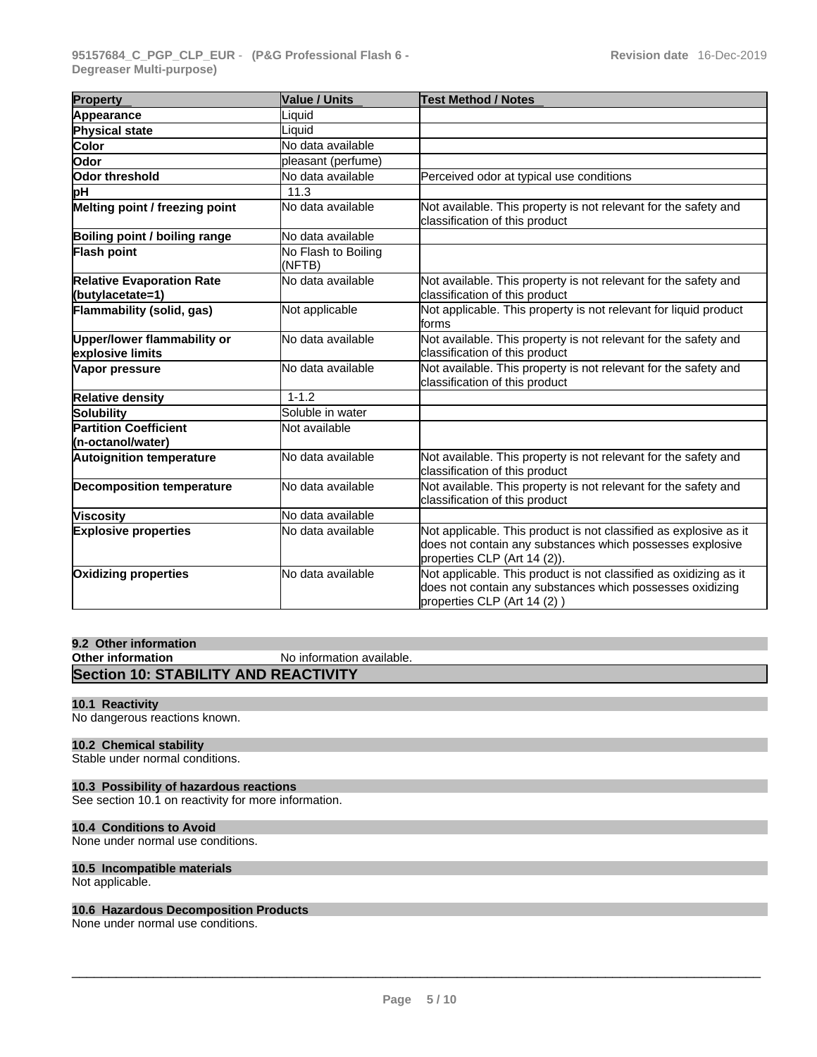| Property | Value / Units | Test Method / Notes |
|---|---|---|
| **Appearance** | Liquid | |
| **Physical state** | Liquid | |
| **Color** | No data available | |
| **Odor** | pleasant (perfume) | |
| **Odor threshold** | No data available | Perceived odor at typical use conditions |
| **pH** | 11.3 | |
| **Melting point / freezing point** | No data available | Not available. This property is not relevant for the safety and classification of this product |
| **Boiling point / boiling range** | No data available | |
| **Flash point** | No Flash to Boiling (NFTB) | |
| **Relative Evaporation Rate (butylacetate=1)** | No data available | Not available. This property is not relevant for the safety and classification of this product |
| **Flammability (solid, gas)** | Not applicable | Not applicable. This property is not relevant for liquid product forms |
| **Upper/lower flammability or explosive limits** | No data available | Not available. This property is not relevant for the safety and classification of this product |
| **Vapor pressure** | No data available | Not available. This property is not relevant for the safety and classification of this product |
| **Relative density** | 1-1.2 | |
| **Solubility** | Soluble in water | |
| **Partition Coefficient (n-octanol/water)** | Not available | |
| **Autoignition temperature** | No data available | Not available. This property is not relevant for the safety and classification of this product |
| **Decomposition temperature** | No data available | Not available. This property is not relevant for the safety and classification of this product |
| **Viscosity** | No data available | |
| **Explosive properties** | No data available | Not applicable. This product is not classified as explosive as it does not contain any substances which possesses explosive properties CLP (Art 14 (2)). |
| **Oxidizing properties** | No data available | Not applicable. This product is not classified as oxidizing as it does not contain any substances which possesses oxidizing properties CLP (Art 14 (2) ) |

### 9.2 Other information

**Other information** No information available.

## Section 10: STABILITY AND REACTIVITY

### 10.1 Reactivity

No dangerous reactions known.

### 10.2 Chemical stability

Stable under normal conditions.

### 10.3 Possibility of hazardous reactions

See section 10.1 on reactivity for more information.

### 10.4 Conditions to Avoid

None under normal use conditions.

### 10.5 Incompatible materials

Not applicable.

### 10.6 Hazardous Decomposition Products

None under normal use conditions.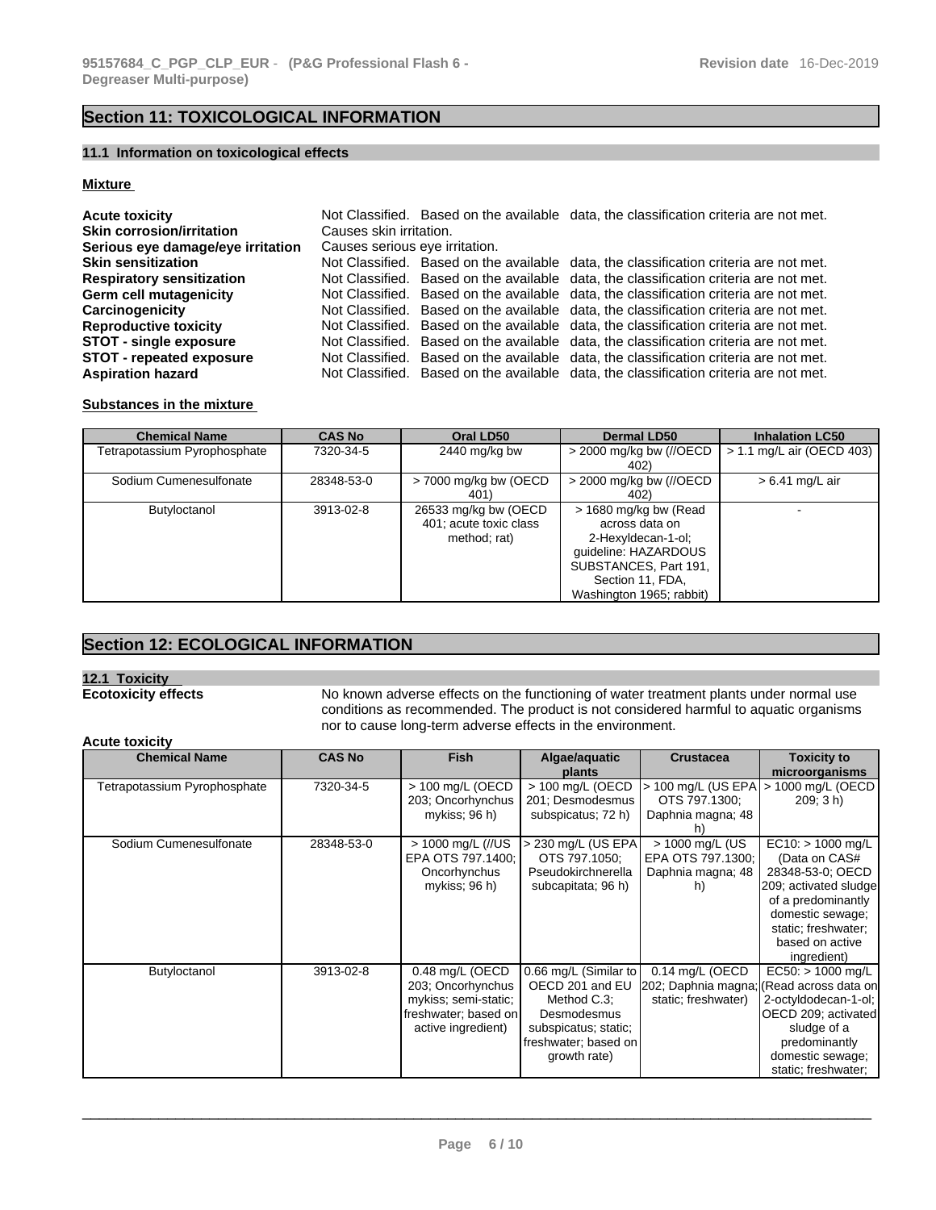## Section 11: TOXICOLOGICAL INFORMATION

### 11.1 Information on toxicological effects

**Mixture**

| | |
|---|---|
| **Acute toxicity** | Not Classified. Based on the available data, the classification criteria are not met. |
| **Skin corrosion/irritation** | Causes skin irritation. |
| **Serious eye damage/eye irritation** | Causes serious eye irritation. |
| **Skin sensitization** | Not Classified. Based on the available data, the classification criteria are not met. |
| **Respiratory sensitization** | Not Classified. Based on the available data, the classification criteria are not met. |
| **Germ cell mutagenicity** | Not Classified. Based on the available data, the classification criteria are not met. |
| **Carcinogenicity** | Not Classified. Based on the available data, the classification criteria are not met. |
| **Reproductive toxicity** | Not Classified. Based on the available data, the classification criteria are not met. |
| **STOT - single exposure** | Not Classified. Based on the available data, the classification criteria are not met. |
| **STOT - repeated exposure** | Not Classified. Based on the available data, the classification criteria are not met. |
| **Aspiration hazard** | Not Classified. Based on the available data, the classification criteria are not met. |

**Substances in the mixture**

| Chemical Name | CAS No | Oral LD50 | Dermal LD50 | Inhalation LC50 |
|---|---|---|---|---|
| Tetrapotassium Pyrophosphate | 7320-34-5 | 2440 mg/kg bw | > 2000 mg/kg bw (//OECD 402) | > 1.1 mg/L air (OECD 403) |
| Sodium Cumenesulfonate | 28348-53-0 | > 7000 mg/kg bw (OECD 401) | > 2000 mg/kg bw (//OECD 402) | > 6.41 mg/L air |
| Butyloctanol | 3913-02-8 | 26533 mg/kg bw (OECD 401; acute toxic class method; rat) | > 1680 mg/kg bw (Read across data on 2-Hexyldecan-1-ol; guideline: HAZARDOUS SUBSTANCES, Part 191, Section 11, FDA, Washington 1965; rabbit) | - |

## Section 12: ECOLOGICAL INFORMATION

### 12.1 Toxicity

**Ecotoxicity effects**

No known adverse effects on the functioning of water treatment plants under normal use conditions as recommended. The product is not considered harmful to aquatic organisms nor to cause long-term adverse effects in the environment.

**Acute toxicity**

| Chemical Name | CAS No | Fish | Algae/aquatic plants | Crustacea | Toxicity to microorganisms |
|---|---|---|---|---|---|
| Tetrapotassium Pyrophosphate | 7320-34-5 | > 100 mg/L (OECD 203; Oncorhynchus mykiss; 96 h) | > 100 mg/L (OECD 201; Desmodesmus subspicatus; 72 h) | > 100 mg/L (US EPA OTS 797.1300; Daphnia magna; 48 h) | > 1000 mg/L (OECD 209; 3 h) |
| Sodium Cumenesulfonate | 28348-53-0 | > 1000 mg/L (//US EPA OTS 797.1400; Oncorhynchus mykiss; 96 h) | > 230 mg/L (US EPA OTS 797.1050; Pseudokirchnerella subcapitata; 96 h) | > 1000 mg/L (US EPA OTS 797.1300; Daphnia magna; 48 h) | EC10: > 1000 mg/L (Data on CAS# 28348-53-0; OECD 209; activated sludge of a predominantly domestic sewage; static; freshwater; based on active ingredient) |
| Butyloctanol | 3913-02-8 | 0.48 mg/L (OECD 203; Oncorhynchus mykiss; semi-static; freshwater; based on active ingredient) | 0.66 mg/L (Similar to OECD 201 and EU Method C.3; Desmodesmus subspicatus; static; freshwater; based on growth rate) | 0.14 mg/L (OECD 202; Daphnia magna; static; freshwater) | EC50: > 1000 mg/L (Read across data on 2-octyldodecan-1-ol; OECD 209; activated sludge of a predominantly domestic sewage; static; freshwater; |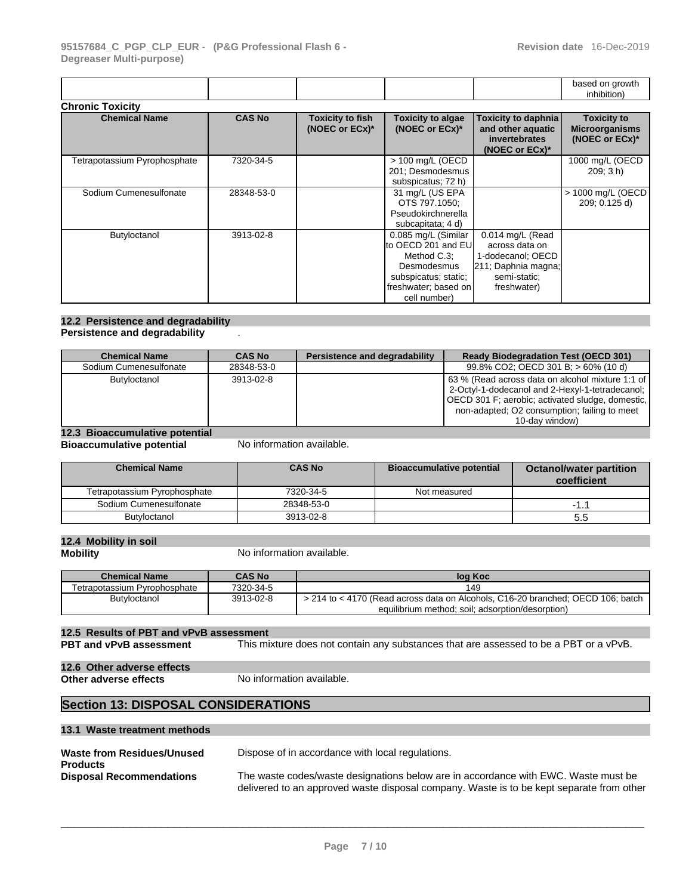| | | | | | based on growth inhibition) |
|---|---|---|---|---|---|

**Chronic Toxicity**

| Chemical Name | CAS No | Toxicity to fish (NOEC or ECx)* | Toxicity to algae (NOEC or ECx)* | Toxicity to daphnia and other aquatic invertebrates (NOEC or ECx)* | Toxicity to Microorganisms (NOEC or ECx)* |
|---|---|---|---|---|---|
| Tetrapotassium Pyrophosphate | 7320-34-5 | | > 100 mg/L (OECD 201; Desmodesmus subspicatus; 72 h) | | 1000 mg/L (OECD 209; 3 h) |
| Sodium Cumenesulfonate | 28348-53-0 | | 31 mg/L (US EPA OTS 797.1050; Pseudokirchnerella subcapitata; 4 d) | | > 1000 mg/L (OECD 209; 0.125 d) |
| Butyloctanol | 3913-02-8 | | 0.085 mg/L (Similar to OECD 201 and EU Method C.3; Desmodesmus subspicatus; static; freshwater; based on cell number) | 0.014 mg/L (Read across data on 1-dodecanol; OECD 211; Daphnia magna; semi-static; freshwater) | |

## 12.2 Persistence and degradability

**Persistence and degradability** .

| Chemical Name | CAS No | Persistence and degradability | Ready Biodegradation Test (OECD 301) |
|---|---|---|---|
| Sodium Cumenesulfonate | 28348-53-0 | | 99.8% CO2; OECD 301 B; > 60% (10 d) |
| Butyloctanol | 3913-02-8 | | 63 % (Read across data on alcohol mixture 1:1 of 2-Octyl-1-dodecanol and 2-Hexyl-1-tetradecanol; OECD 301 F; aerobic; activated sludge, domestic, non-adapted; O2 consumption; failing to meet 10-day window) |

## 12.3 Bioaccumulative potential

**Bioaccumulative potential** No information available.

| Chemical Name | CAS No | Bioaccumulative potential | Octanol/water partition coefficient |
|---|---|---|---|
| Tetrapotassium Pyrophosphate | 7320-34-5 | Not measured | |
| Sodium Cumenesulfonate | 28348-53-0 | | -1.1 |
| Butyloctanol | 3913-02-8 | | 5.5 |

## 12.4 Mobility in soil

**Mobility** No information available.

| Chemical Name | CAS No | log Koc |
|---|---|---|
| Tetrapotassium Pyrophosphate | 7320-34-5 | 149 |
| Butyloctanol | 3913-02-8 | > 214 to < 4170 (Read across data on Alcohols, C16-20 branched; OECD 106; batch equilibrium method; soil; adsorption/desorption) |

## 12.5 Results of PBT and vPvB assessment

**PBT and vPvB assessment** This mixture does not contain any substances that are assessed to be a PBT or a vPvB.

## 12.6 Other adverse effects

**Other adverse effects** No information available.

# Section 13: DISPOSAL CONSIDERATIONS

## 13.1 Waste treatment methods

**Waste from Residues/Unused Products** Dispose of in accordance with local regulations.

**Disposal Recommendations** The waste codes/waste designations below are in accordance with EWC. Waste must be delivered to an approved waste disposal company. Waste is to be kept separate from other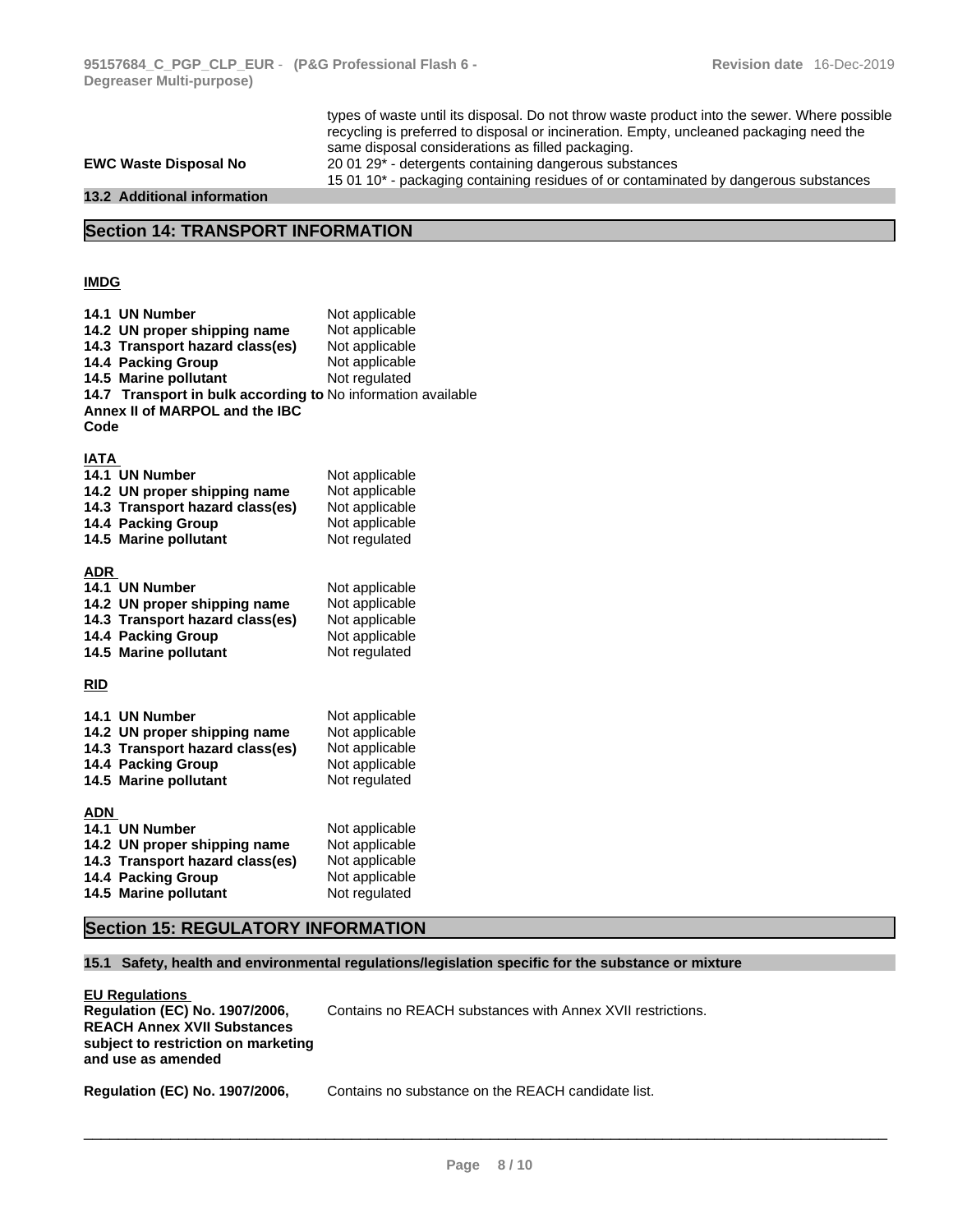types of waste until its disposal. Do not throw waste product into the sewer. Where possible recycling is preferred to disposal or incineration. Empty, uncleaned packaging need the same disposal considerations as filled packaging.

**EWC Waste Disposal No**
20 01 29* - detergents containing dangerous substances
15 01 10* - packaging containing residues of or contaminated by dangerous substances

**13.2 Additional information**

## Section 14: TRANSPORT INFORMATION

**IMDG**

| | |
|---|---|
| **14.1 UN Number** | Not applicable |
| **14.2 UN proper shipping name** | Not applicable |
| **14.3 Transport hazard class(es)** | Not applicable |
| **14.4 Packing Group** | Not applicable |
| **14.5 Marine pollutant** | Not regulated |
| **14.7 Transport in bulk according to Annex II of MARPOL and the IBC Code** | No information available |

**IATA**

| | |
|---|---|
| **14.1 UN Number** | Not applicable |
| **14.2 UN proper shipping name** | Not applicable |
| **14.3 Transport hazard class(es)** | Not applicable |
| **14.4 Packing Group** | Not applicable |
| **14.5 Marine pollutant** | Not regulated |

**ADR**

| | |
|---|---|
| **14.1 UN Number** | Not applicable |
| **14.2 UN proper shipping name** | Not applicable |
| **14.3 Transport hazard class(es)** | Not applicable |
| **14.4 Packing Group** | Not applicable |
| **14.5 Marine pollutant** | Not regulated |

**RID**

| | |
|---|---|
| **14.1 UN Number** | Not applicable |
| **14.2 UN proper shipping name** | Not applicable |
| **14.3 Transport hazard class(es)** | Not applicable |
| **14.4 Packing Group** | Not applicable |
| **14.5 Marine pollutant** | Not regulated |

**ADN**

| | |
|---|---|
| **14.1 UN Number** | Not applicable |
| **14.2 UN proper shipping name** | Not applicable |
| **14.3 Transport hazard class(es)** | Not applicable |
| **14.4 Packing Group** | Not applicable |
| **14.5 Marine pollutant** | Not regulated |

## Section 15: REGULATORY INFORMATION

**15.1 Safety, health and environmental regulations/legislation specific for the substance or mixture**

**EU Regulations**

**Regulation (EC) No. 1907/2006, REACH Annex XVII Substances subject to restriction on marketing and use as amended**
Contains no REACH substances with Annex XVII restrictions.

**Regulation (EC) No. 1907/2006,**
Contains no substance on the REACH candidate list.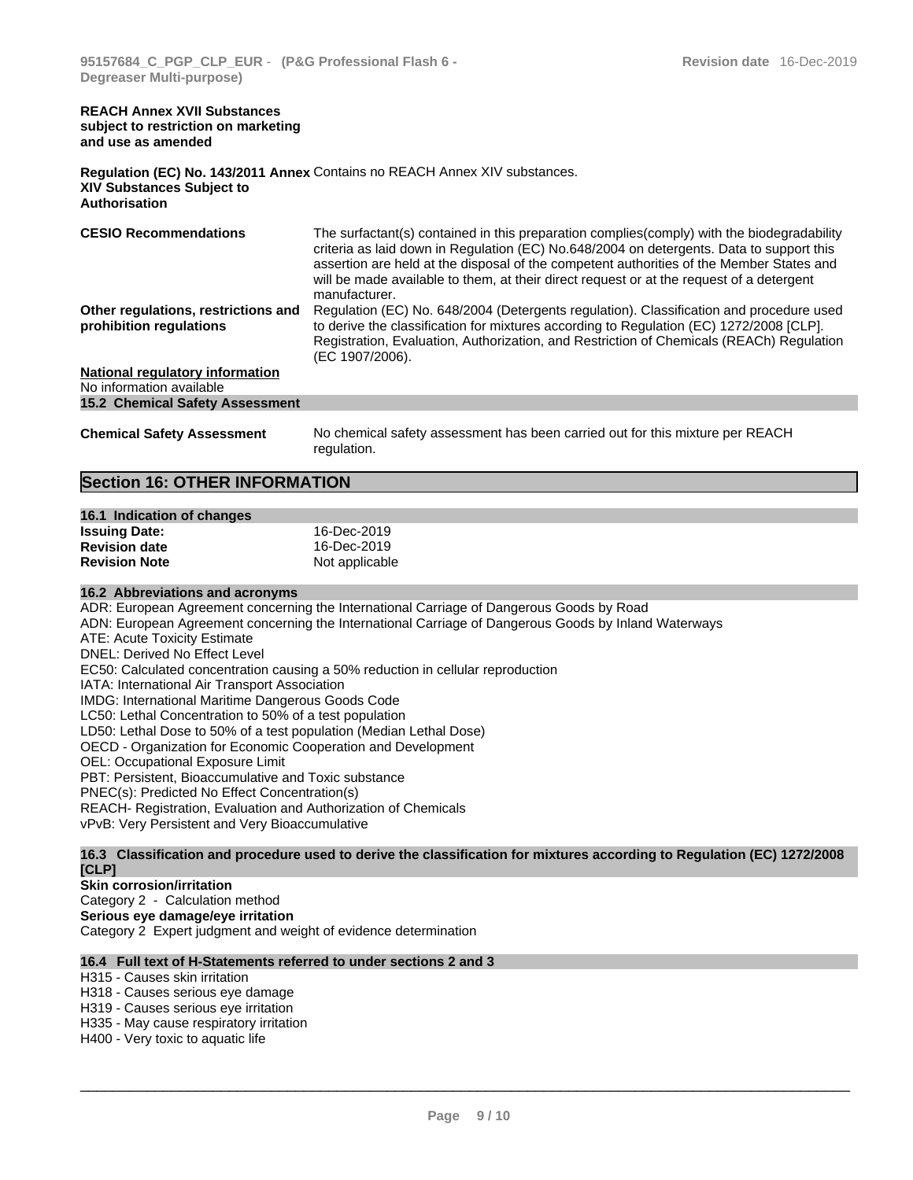**REACH Annex XVII Substances subject to restriction on marketing and use as amended**

**Regulation (EC) No. 143/2011 Annex XIV Substances Subject to Authorisation** — Contains no REACH Annex XIV substances.

**CESIO Recommendations** — The surfactant(s) contained in this preparation complies(comply) with the biodegradability criteria as laid down in Regulation (EC) No.648/2004 on detergents. Data to support this assertion are held at the disposal of the competent authorities of the Member States and will be made available to them, at their direct request or at the request of a detergent manufacturer.

**Other regulations, restrictions and prohibition regulations** — Regulation (EC) No. 648/2004 (Detergents regulation). Classification and procedure used to derive the classification for mixtures according to Regulation (EC) 1272/2008 [CLP]. Registration, Evaluation, Authorization, and Restriction of Chemicals (REACh) Regulation (EC 1907/2006).

**National regulatory information**

No information available

### 15.2 Chemical Safety Assessment

**Chemical Safety Assessment** — No chemical safety assessment has been carried out for this mixture per REACH regulation.

## Section 16: OTHER INFORMATION

### 16.1 Indication of changes

| | |
|---|---|
| **Issuing Date:** | 16-Dec-2019 |
| **Revision date** | 16-Dec-2019 |
| **Revision Note** | Not applicable |

### 16.2 Abbreviations and acronyms

ADR: European Agreement concerning the International Carriage of Dangerous Goods by Road
ADN: European Agreement concerning the International Carriage of Dangerous Goods by Inland Waterways
ATE: Acute Toxicity Estimate
DNEL: Derived No Effect Level
EC50: Calculated concentration causing a 50% reduction in cellular reproduction
IATA: International Air Transport Association
IMDG: International Maritime Dangerous Goods Code
LC50: Lethal Concentration to 50% of a test population
LD50: Lethal Dose to 50% of a test population (Median Lethal Dose)
OECD - Organization for Economic Cooperation and Development
OEL: Occupational Exposure Limit
PBT: Persistent, Bioaccumulative and Toxic substance
PNEC(s): Predicted No Effect Concentration(s)
REACH- Registration, Evaluation and Authorization of Chemicals
vPvB: Very Persistent and Very Bioaccumulative

### 16.3 Classification and procedure used to derive the classification for mixtures according to Regulation (EC) 1272/2008 [CLP]

**Skin corrosion/irritation**
Category 2 - Calculation method
**Serious eye damage/eye irritation**
Category 2 Expert judgment and weight of evidence determination

### 16.4 Full text of H-Statements referred to under sections 2 and 3

H315 - Causes skin irritation
H318 - Causes serious eye damage
H319 - Causes serious eye irritation
H335 - May cause respiratory irritation
H400 - Very toxic to aquatic life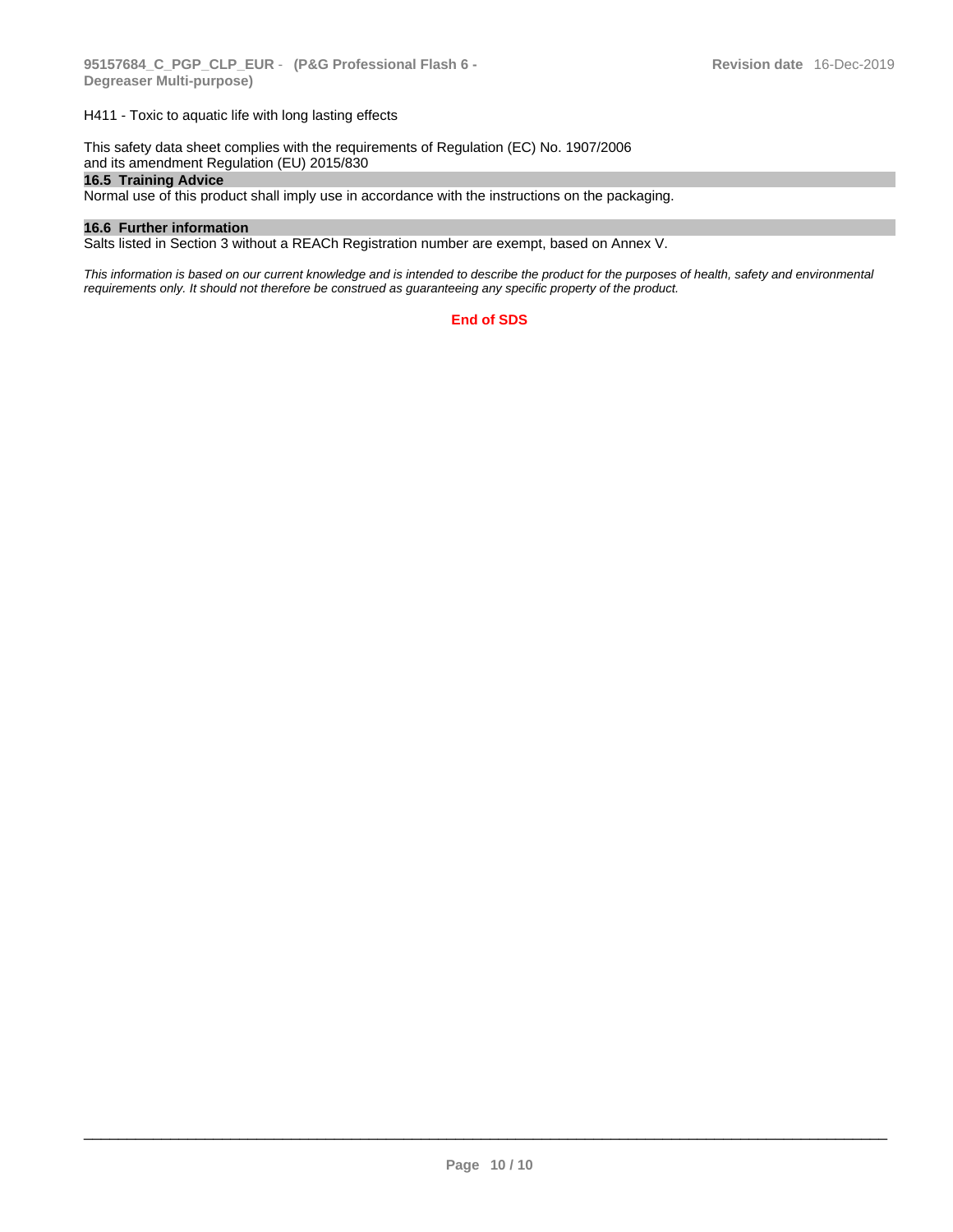H411 - Toxic to aquatic life with long lasting effects

This safety data sheet complies with the requirements of Regulation (EC) No. 1907/2006
and its amendment Regulation (EU) 2015/830

### 16.5 Training Advice

Normal use of this product shall imply use in accordance with the instructions on the packaging.

### 16.6 Further information

Salts listed in Section 3 without a REACh Registration number are exempt, based on Annex V.

*This information is based on our current knowledge and is intended to describe the product for the purposes of health, safety and environmental requirements only. It should not therefore be construed as guaranteeing any specific property of the product.*

**End of SDS**